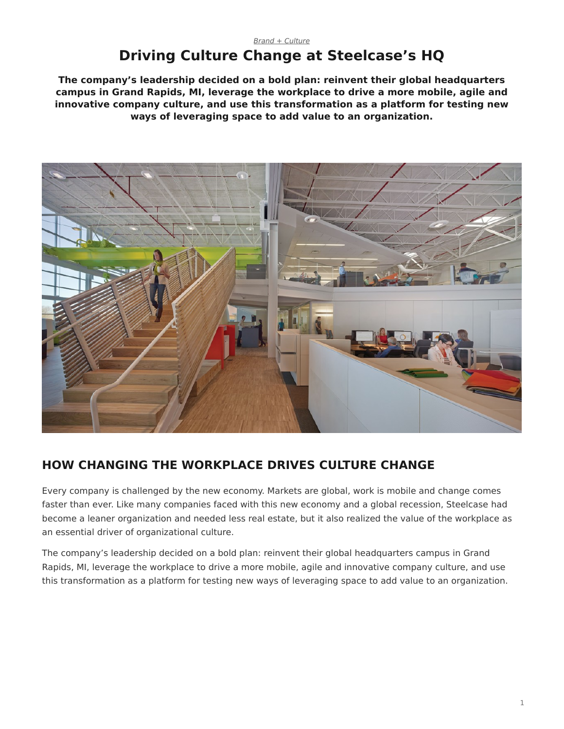*Brand + Culture*

# Driving Culture Change at Steelcase's HQ

**The company's leadership decided on a bold plan: reinvent their global headquarters campus in Grand Rapids, MI, leverage the workplace to drive a more mobile, agile and innovative company culture, and use this transformation as a platform for testing new ways of leveraging space to add value to an organization.**

## HOW CHANGING THE WORKPLACE DRIVES CULTURE CHANGE

Every company is challenged by the new economy. Markets are global, work is mobile and change comes faster than ever. Like many companies faced with this new economy and a global recession, Steelcase had become a leaner organization and needed less real estate, but it also realized the value of the workplace as an essential driver of organizational culture.

The company's leadership decided on a bold plan: reinvent their global headquarters campus in Grand Rapids, MI, leverage the workplace to drive a more mobile, agile and innovative company culture, and use this transformation as a platform for testing new ways of leveraging space to add value to an organization.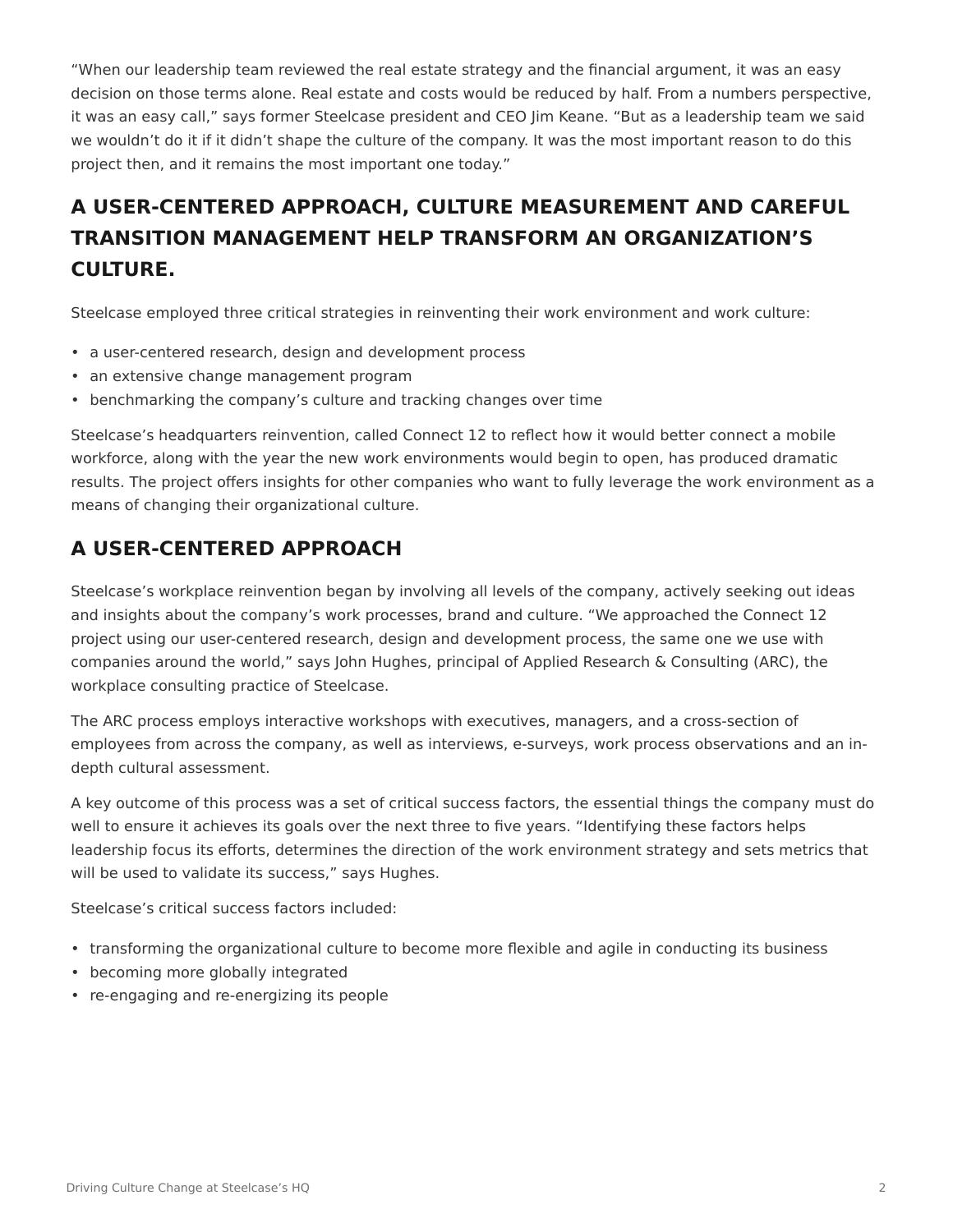"When our leadership team reviewed the real estate strategy and the financial argument, it was an easy decision on those terms alone. Real estate and costs would be reduced by half. From a numbers perspective, it was an easy call," says former Steelcase president and CEO Jim Keane. "But as a leadership team we said we wouldn't do it if it didn't shape the culture of the company. It was the most important reason to do this project then, and it remains the most important one today."

## A USER-CENTERED APPROACH, CULTURE MEASUREMENT AND CAREFUL TRANSITION MANAGEMENT HELP TRANSFORM AN ORGANIZATION'S CULTURE.

Steelcase employed three critical strategies in reinventing their work environment and work culture:

- a user-centered research, design and development process
- an extensive change management program
- benchmarking the company's culture and tracking changes over time

Steelcase's headquarters reinvention, called Connect 12 to reflect how it would better connect a mobile workforce, along with the year the new work environments would begin to open, has produced dramatic results. The project offers insights for other companies who want to fully leverage the work environment as a means of changing their organizational culture.

## A USER-CENTERED APPROACH

Steelcase's workplace reinvention began by involving all levels of the company, actively seeking out ideas and insights about the company's work processes, brand and culture. "We approached the Connect 12 project using our user-centered research, design and development process, the same one we use with companies around the world," says John Hughes, principal of Applied Research & Consulting (ARC), the workplace consulting practice of Steelcase.

The ARC process employs interactive workshops with executives, managers, and a cross-section of employees from across the company, as well as interviews, e-surveys, work process observations and an in-depth cultural assessment.

A key outcome of this process was a set of critical success factors, the essential things the company must do well to ensure it achieves its goals over the next three to five years. "Identifying these factors helps leadership focus its efforts, determines the direction of the work environment strategy and sets metrics that will be used to validate its success," says Hughes.

Steelcase's critical success factors included:

- transforming the organizational culture to become more flexible and agile in conducting its business
- becoming more globally integrated
- re-engaging and re-energizing its people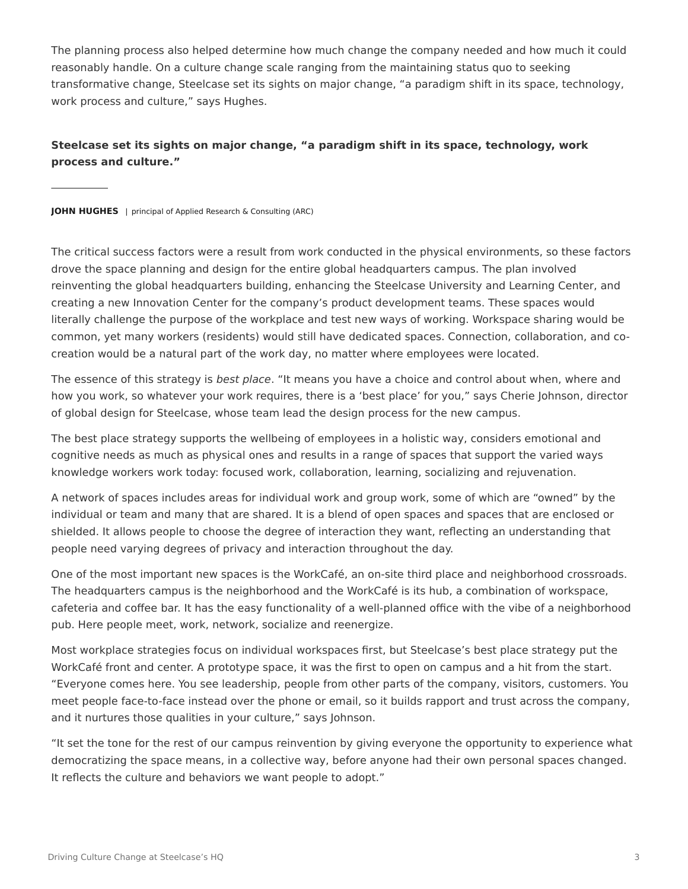The planning process also helped determine how much change the company needed and how much it could reasonably handle. On a culture change scale ranging from the maintaining status quo to seeking transformative change, Steelcase set its sights on major change, "a paradigm shift in its space, technology, work process and culture," says Hughes.

> **Steelcase set its sights on major change, "a paradigm shift in its space, technology, work process and culture."**
>
> **JOHN HUGHES** | principal of Applied Research & Consulting (ARC)

The critical success factors were a result from work conducted in the physical environments, so these factors drove the space planning and design for the entire global headquarters campus. The plan involved reinventing the global headquarters building, enhancing the Steelcase University and Learning Center, and creating a new Innovation Center for the company's product development teams. These spaces would literally challenge the purpose of the workplace and test new ways of working. Workspace sharing would be common, yet many workers (residents) would still have dedicated spaces. Connection, collaboration, and co-creation would be a natural part of the work day, no matter where employees were located.

The essence of this strategy is *best place*. "It means you have a choice and control about when, where and how you work, so whatever your work requires, there is a 'best place' for you," says Cherie Johnson, director of global design for Steelcase, whose team lead the design process for the new campus.

The best place strategy supports the wellbeing of employees in a holistic way, considers emotional and cognitive needs as much as physical ones and results in a range of spaces that support the varied ways knowledge workers work today: focused work, collaboration, learning, socializing and rejuvenation.

A network of spaces includes areas for individual work and group work, some of which are "owned" by the individual or team and many that are shared. It is a blend of open spaces and spaces that are enclosed or shielded. It allows people to choose the degree of interaction they want, reflecting an understanding that people need varying degrees of privacy and interaction throughout the day.

One of the most important new spaces is the WorkCafé, an on-site third place and neighborhood crossroads. The headquarters campus is the neighborhood and the WorkCafé is its hub, a combination of workspace, cafeteria and coffee bar. It has the easy functionality of a well-planned office with the vibe of a neighborhood pub. Here people meet, work, network, socialize and reenergize.

Most workplace strategies focus on individual workspaces first, but Steelcase's best place strategy put the WorkCafé front and center. A prototype space, it was the first to open on campus and a hit from the start. "Everyone comes here. You see leadership, people from other parts of the company, visitors, customers. You meet people face-to-face instead over the phone or email, so it builds rapport and trust across the company, and it nurtures those qualities in your culture," says Johnson.

"It set the tone for the rest of our campus reinvention by giving everyone the opportunity to experience what democratizing the space means, in a collective way, before anyone had their own personal spaces changed. It reflects the culture and behaviors we want people to adopt."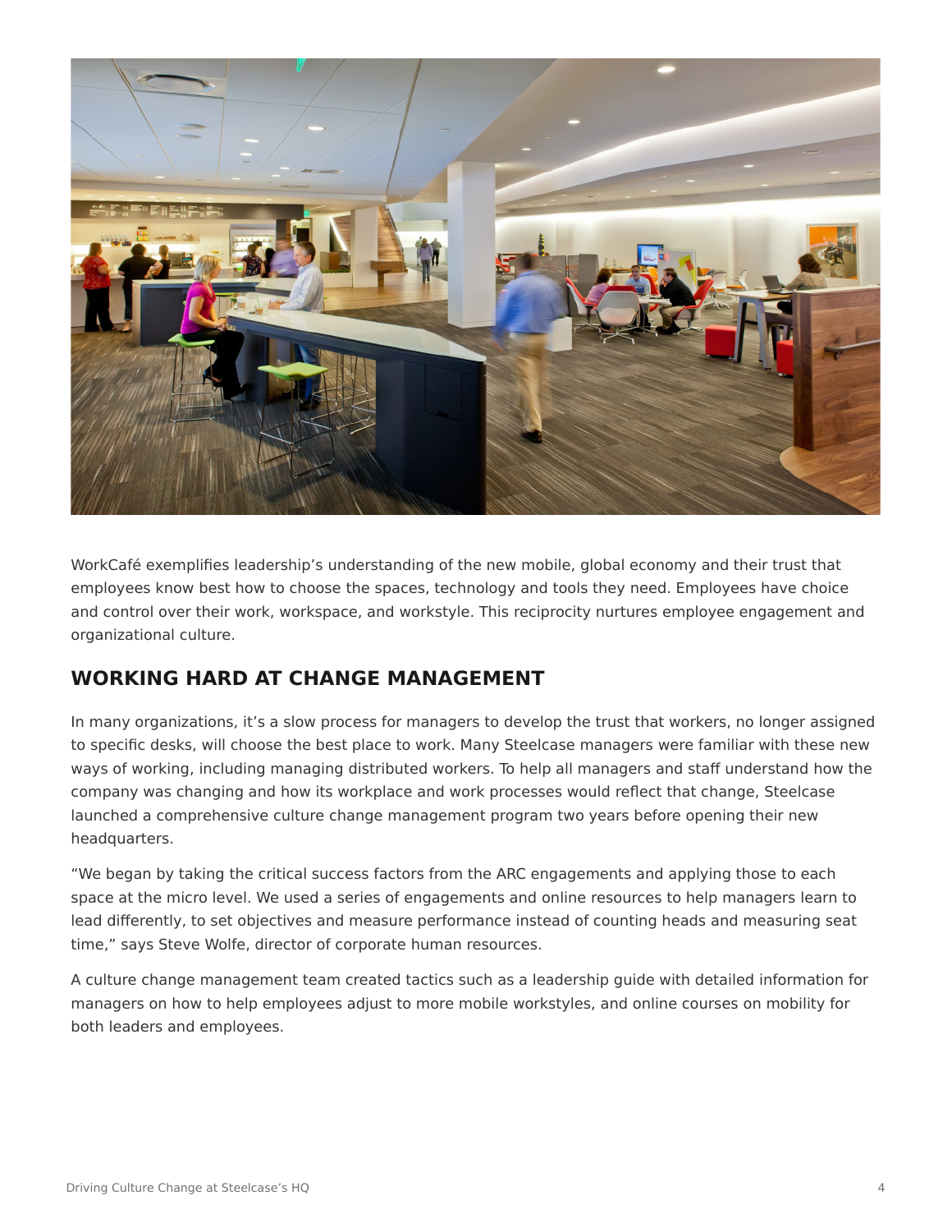WorkCafé exemplifies leadership's understanding of the new mobile, global economy and their trust that employees know best how to choose the spaces, technology and tools they need. Employees have choice and control over their work, workspace, and workstyle. This reciprocity nurtures employee engagement and organizational culture.

## WORKING HARD AT CHANGE MANAGEMENT

In many organizations, it's a slow process for managers to develop the trust that workers, no longer assigned to specific desks, will choose the best place to work. Many Steelcase managers were familiar with these new ways of working, including managing distributed workers. To help all managers and staff understand how the company was changing and how its workplace and work processes would reflect that change, Steelcase launched a comprehensive culture change management program two years before opening their new headquarters.

"We began by taking the critical success factors from the ARC engagements and applying those to each space at the micro level. We used a series of engagements and online resources to help managers learn to lead differently, to set objectives and measure performance instead of counting heads and measuring seat time," says Steve Wolfe, director of corporate human resources.

A culture change management team created tactics such as a leadership guide with detailed information for managers on how to help employees adjust to more mobile workstyles, and online courses on mobility for both leaders and employees.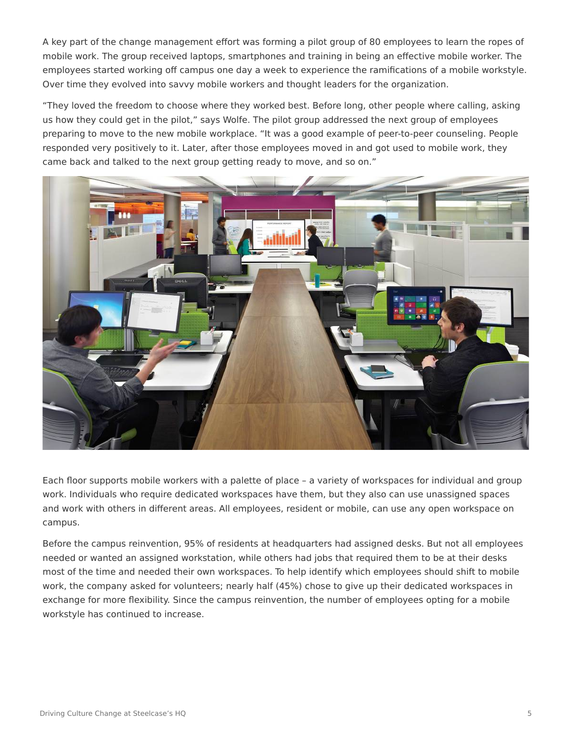A key part of the change management effort was forming a pilot group of 80 employees to learn the ropes of mobile work. The group received laptops, smartphones and training in being an effective mobile worker. The employees started working off campus one day a week to experience the ramifications of a mobile workstyle. Over time they evolved into savvy mobile workers and thought leaders for the organization.

"They loved the freedom to choose where they worked best. Before long, other people where calling, asking us how they could get in the pilot," says Wolfe. The pilot group addressed the next group of employees preparing to move to the new mobile workplace. "It was a good example of peer-to-peer counseling. People responded very positively to it. Later, after those employees moved in and got used to mobile work, they came back and talked to the next group getting ready to move, and so on."

Each floor supports mobile workers with a palette of place – a variety of workspaces for individual and group work. Individuals who require dedicated workspaces have them, but they also can use unassigned spaces and work with others in different areas. All employees, resident or mobile, can use any open workspace on campus.

Before the campus reinvention, 95% of residents at headquarters had assigned desks. But not all employees needed or wanted an assigned workstation, while others had jobs that required them to be at their desks most of the time and needed their own workspaces. To help identify which employees should shift to mobile work, the company asked for volunteers; nearly half (45%) chose to give up their dedicated workspaces in exchange for more flexibility. Since the campus reinvention, the number of employees opting for a mobile workstyle has continued to increase.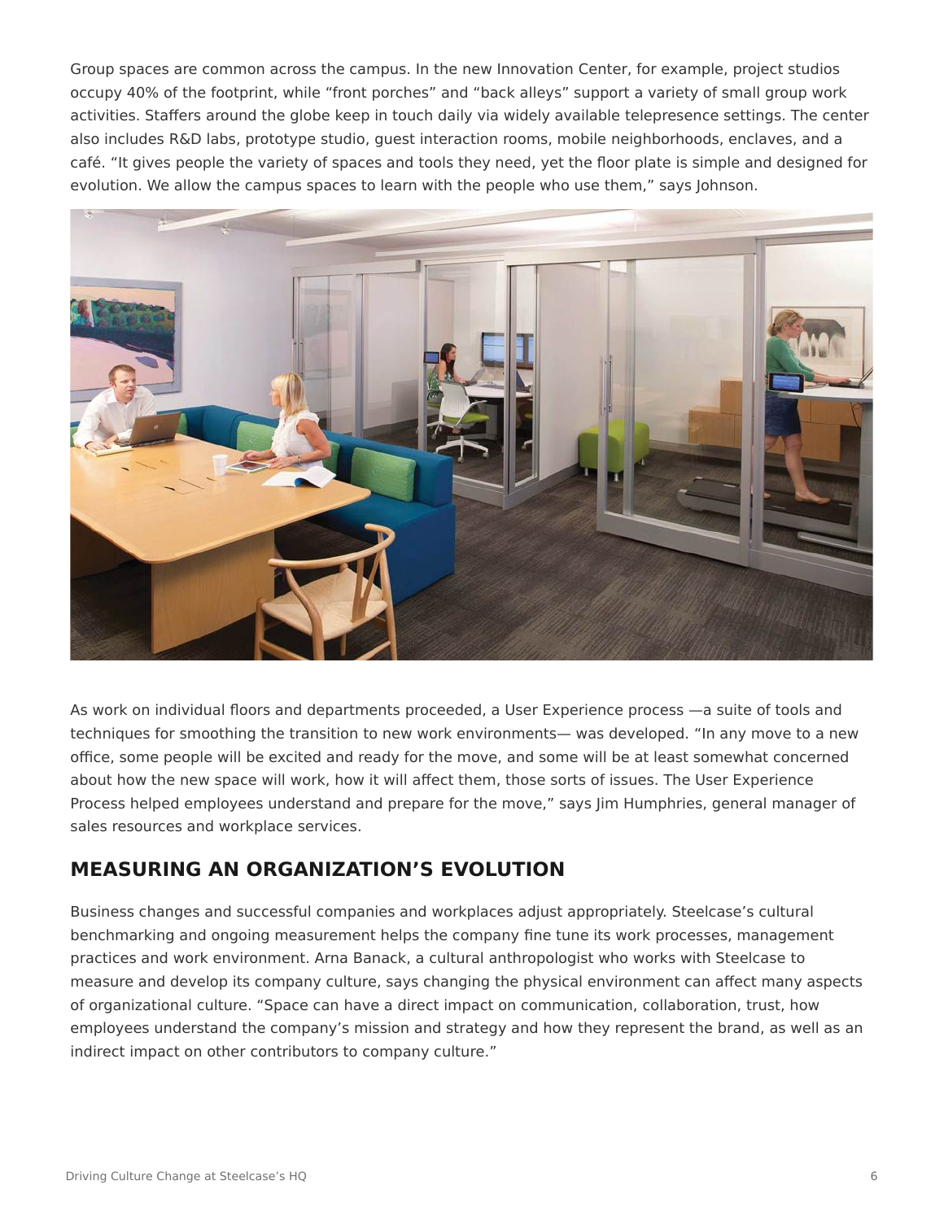Group spaces are common across the campus. In the new Innovation Center, for example, project studios occupy 40% of the footprint, while “front porches” and “back alleys” support a variety of small group work activities. Staffers around the globe keep in touch daily via widely available telepresence settings. The center also includes R&D labs, prototype studio, guest interaction rooms, mobile neighborhoods, enclaves, and a café. “It gives people the variety of spaces and tools they need, yet the floor plate is simple and designed for evolution. We allow the campus spaces to learn with the people who use them,” says Johnson.

As work on individual floors and departments proceeded, a User Experience process —a suite of tools and techniques for smoothing the transition to new work environments— was developed. “In any move to a new office, some people will be excited and ready for the move, and some will be at least somewhat concerned about how the new space will work, how it will affect them, those sorts of issues. The User Experience Process helped employees understand and prepare for the move,” says Jim Humphries, general manager of sales resources and workplace services.

## MEASURING AN ORGANIZATION’S EVOLUTION

Business changes and successful companies and workplaces adjust appropriately. Steelcase’s cultural benchmarking and ongoing measurement helps the company fine tune its work processes, management practices and work environment. Arna Banack, a cultural anthropologist who works with Steelcase to measure and develop its company culture, says changing the physical environment can affect many aspects of organizational culture. “Space can have a direct impact on communication, collaboration, trust, how employees understand the company’s mission and strategy and how they represent the brand, as well as an indirect impact on other contributors to company culture.”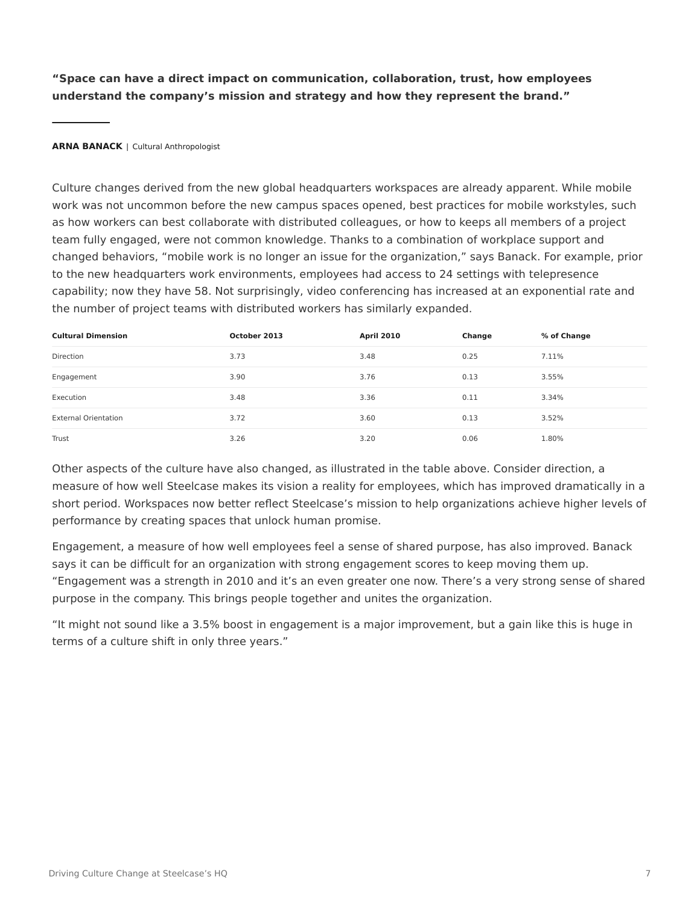**“Space can have a direct impact on communication, collaboration, trust, how employees understand the company’s mission and strategy and how they represent the brand.”**

---

**ARNA BANACK** | Cultural Anthropologist

Culture changes derived from the new global headquarters workspaces are already apparent. While mobile work was not uncommon before the new campus spaces opened, best practices for mobile workstyles, such as how workers can best collaborate with distributed colleagues, or how to keeps all members of a project team fully engaged, were not common knowledge. Thanks to a combination of workplace support and changed behaviors, “mobile work is no longer an issue for the organization,” says Banack. For example, prior to the new headquarters work environments, employees had access to 24 settings with telepresence capability; now they have 58. Not surprisingly, video conferencing has increased at an exponential rate and the number of project teams with distributed workers has similarly expanded.

| Cultural Dimension | October 2013 | April 2010 | Change | % of Change |
|---|---|---|---|---|
| Direction | 3.73 | 3.48 | 0.25 | 7.11% |
| Engagement | 3.90 | 3.76 | 0.13 | 3.55% |
| Execution | 3.48 | 3.36 | 0.11 | 3.34% |
| External Orientation | 3.72 | 3.60 | 0.13 | 3.52% |
| Trust | 3.26 | 3.20 | 0.06 | 1.80% |

Other aspects of the culture have also changed, as illustrated in the table above. Consider direction, a measure of how well Steelcase makes its vision a reality for employees, which has improved dramatically in a short period. Workspaces now better reflect Steelcase’s mission to help organizations achieve higher levels of performance by creating spaces that unlock human promise.

Engagement, a measure of how well employees feel a sense of shared purpose, has also improved. Banack says it can be difficult for an organization with strong engagement scores to keep moving them up. “Engagement was a strength in 2010 and it’s an even greater one now. There’s a very strong sense of shared purpose in the company. This brings people together and unites the organization.

“It might not sound like a 3.5% boost in engagement is a major improvement, but a gain like this is huge in terms of a culture shift in only three years.”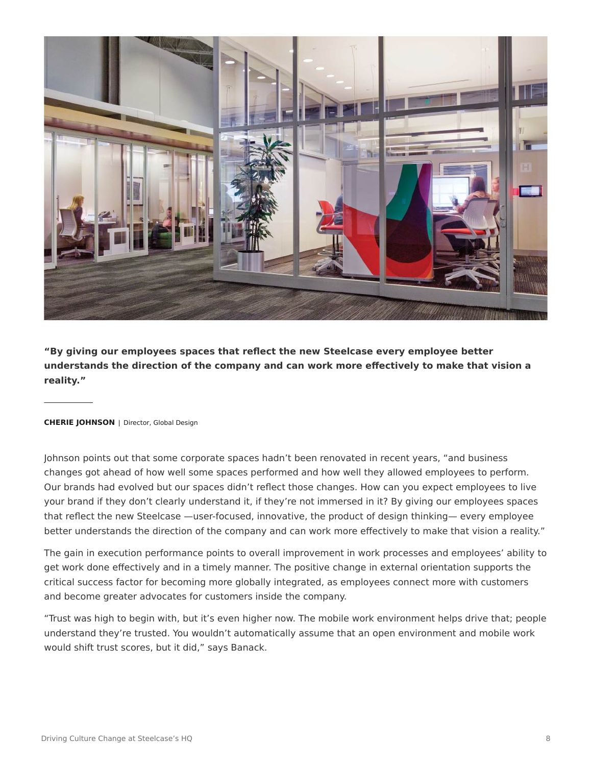**"By giving our employees spaces that reflect the new Steelcase every employee better understands the direction of the company and can work more effectively to make that vision a reality."**

---

**CHERIE JOHNSON** | Director, Global Design

Johnson points out that some corporate spaces hadn't been renovated in recent years, "and business changes got ahead of how well some spaces performed and how well they allowed employees to perform. Our brands had evolved but our spaces didn't reflect those changes. How can you expect employees to live your brand if they don't clearly understand it, if they're not immersed in it? By giving our employees spaces that reflect the new Steelcase —user-focused, innovative, the product of design thinking— every employee better understands the direction of the company and can work more effectively to make that vision a reality."

The gain in execution performance points to overall improvement in work processes and employees' ability to get work done effectively and in a timely manner. The positive change in external orientation supports the critical success factor for becoming more globally integrated, as employees connect more with customers and become greater advocates for customers inside the company.

"Trust was high to begin with, but it's even higher now. The mobile work environment helps drive that; people understand they're trusted. You wouldn't automatically assume that an open environment and mobile work would shift trust scores, but it did," says Banack.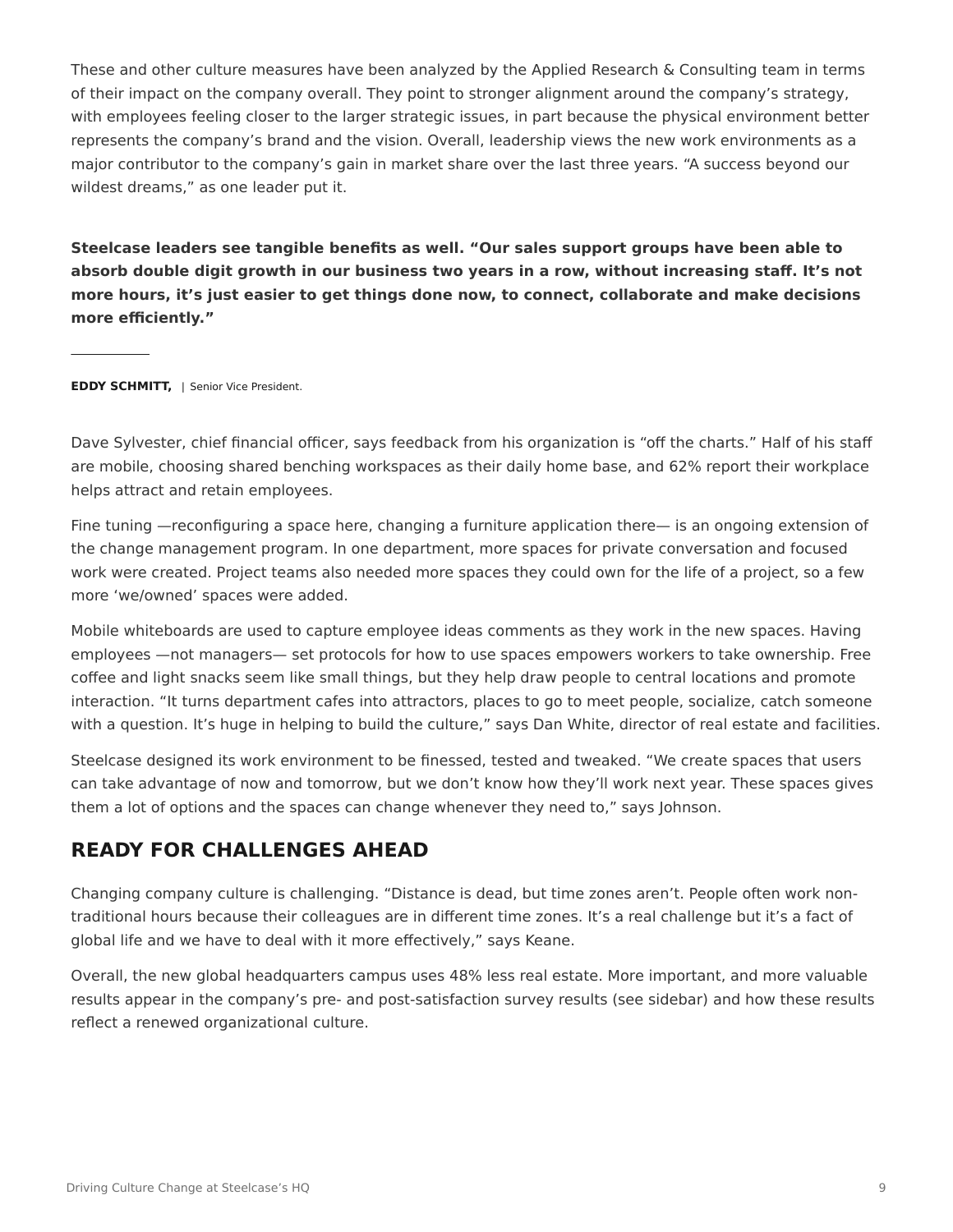These and other culture measures have been analyzed by the Applied Research & Consulting team in terms of their impact on the company overall. They point to stronger alignment around the company's strategy, with employees feeling closer to the larger strategic issues, in part because the physical environment better represents the company's brand and the vision. Overall, leadership views the new work environments as a major contributor to the company's gain in market share over the last three years. "A success beyond our wildest dreams," as one leader put it.

**Steelcase leaders see tangible benefits as well. "Our sales support groups have been able to absorb double digit growth in our business two years in a row, without increasing staff. It's not more hours, it's just easier to get things done now, to connect, collaborate and make decisions more efficiently."**

---

**EDDY SCHMITT,** | Senior Vice President.

Dave Sylvester, chief financial officer, says feedback from his organization is "off the charts." Half of his staff are mobile, choosing shared benching workspaces as their daily home base, and 62% report their workplace helps attract and retain employees.

Fine tuning —reconfiguring a space here, changing a furniture application there— is an ongoing extension of the change management program. In one department, more spaces for private conversation and focused work were created. Project teams also needed more spaces they could own for the life of a project, so a few more 'we/owned' spaces were added.

Mobile whiteboards are used to capture employee ideas comments as they work in the new spaces. Having employees —not managers— set protocols for how to use spaces empowers workers to take ownership. Free coffee and light snacks seem like small things, but they help draw people to central locations and promote interaction. "It turns department cafes into attractors, places to go to meet people, socialize, catch someone with a question. It's huge in helping to build the culture," says Dan White, director of real estate and facilities.

Steelcase designed its work environment to be finessed, tested and tweaked. "We create spaces that users can take advantage of now and tomorrow, but we don't know how they'll work next year. These spaces gives them a lot of options and the spaces can change whenever they need to," says Johnson.

## READY FOR CHALLENGES AHEAD

Changing company culture is challenging. "Distance is dead, but time zones aren't. People often work non-traditional hours because their colleagues are in different time zones. It's a real challenge but it's a fact of global life and we have to deal with it more effectively," says Keane.

Overall, the new global headquarters campus uses 48% less real estate. More important, and more valuable results appear in the company's pre- and post-satisfaction survey results (see sidebar) and how these results reflect a renewed organizational culture.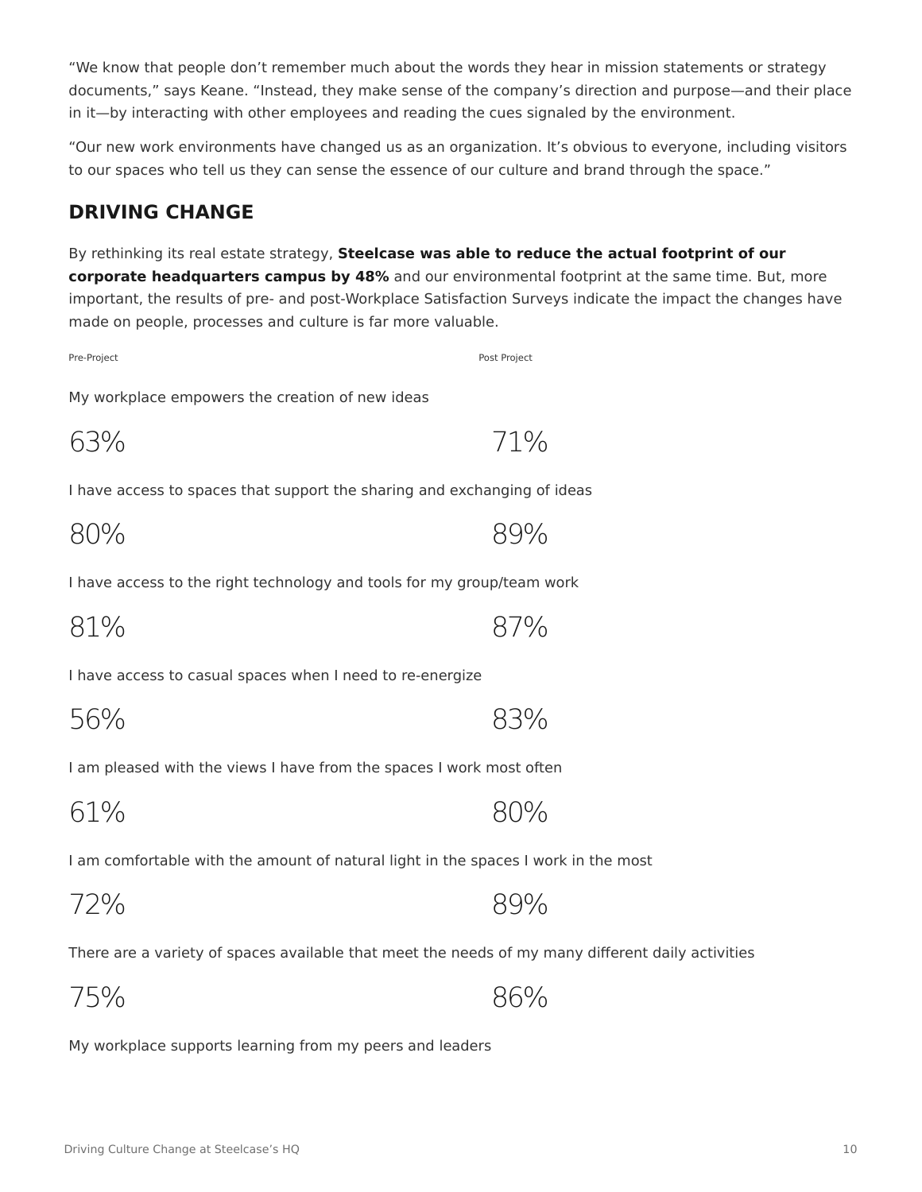"We know that people don't remember much about the words they hear in mission statements or strategy documents," says Keane. "Instead, they make sense of the company's direction and purpose—and their place in it—by interacting with other employees and reading the cues signaled by the environment.

"Our new work environments have changed us as an organization. It's obvious to everyone, including visitors to our spaces who tell us they can sense the essence of our culture and brand through the space."

## DRIVING CHANGE

By rethinking its real estate strategy, **Steelcase was able to reduce the actual footprint of our corporate headquarters campus by 48%** and our environmental footprint at the same time. But, more important, the results of pre- and post-Workplace Satisfaction Surveys indicate the impact the changes have made on people, processes and culture is far more valuable.

| | Pre-Project | Post Project |
| --- | --- | --- |
| My workplace empowers the creation of new ideas | 63% | 71% |
| I have access to spaces that support the sharing and exchanging of ideas | 80% | 89% |
| I have access to the right technology and tools for my group/team work | 81% | 87% |
| I have access to casual spaces when I need to re-energize | 56% | 83% |
| I am pleased with the views I have from the spaces I work most often | 61% | 80% |
| I am comfortable with the amount of natural light in the spaces I work in the most | 72% | 89% |
| There are a variety of spaces available that meet the needs of my many different daily activities | 75% | 86% |

My workplace supports learning from my peers and leaders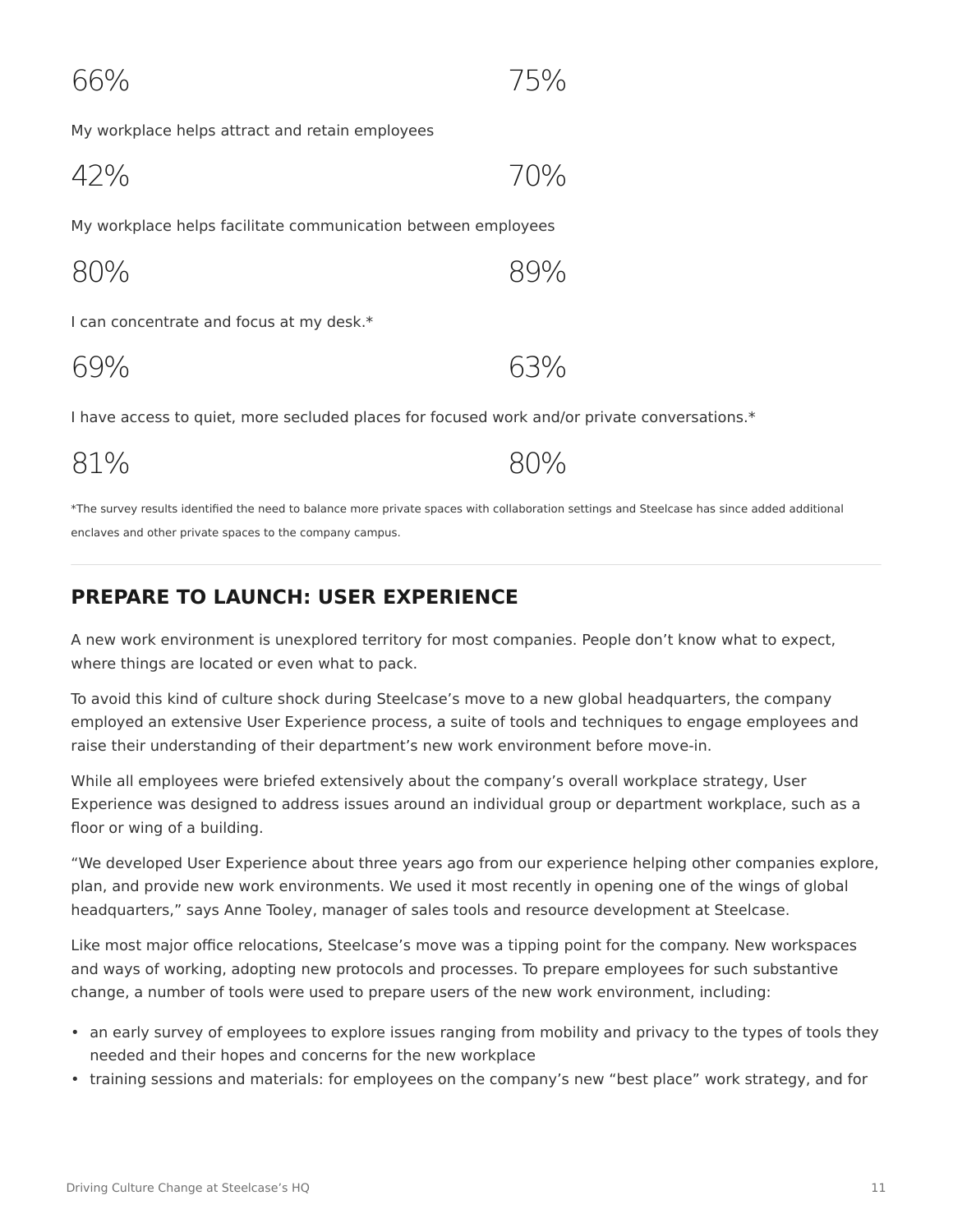66% 75%

My workplace helps attract and retain employees

42% 70%

My workplace helps facilitate communication between employees

80% 89%

I can concentrate and focus at my desk.*

69% 63%

I have access to quiet, more secluded places for focused work and/or private conversations.*

81% 80%

*The survey results identified the need to balance more private spaces with collaboration settings and Steelcase has since added additional enclaves and other private spaces to the company campus.

---

## PREPARE TO LAUNCH: USER EXPERIENCE

A new work environment is unexplored territory for most companies. People don't know what to expect, where things are located or even what to pack.

To avoid this kind of culture shock during Steelcase's move to a new global headquarters, the company employed an extensive User Experience process, a suite of tools and techniques to engage employees and raise their understanding of their department's new work environment before move-in.

While all employees were briefed extensively about the company's overall workplace strategy, User Experience was designed to address issues around an individual group or department workplace, such as a floor or wing of a building.

"We developed User Experience about three years ago from our experience helping other companies explore, plan, and provide new work environments. We used it most recently in opening one of the wings of global headquarters," says Anne Tooley, manager of sales tools and resource development at Steelcase.

Like most major office relocations, Steelcase's move was a tipping point for the company. New workspaces and ways of working, adopting new protocols and processes. To prepare employees for such substantive change, a number of tools were used to prepare users of the new work environment, including:

- an early survey of employees to explore issues ranging from mobility and privacy to the types of tools they needed and their hopes and concerns for the new workplace
- training sessions and materials: for employees on the company's new "best place" work strategy, and for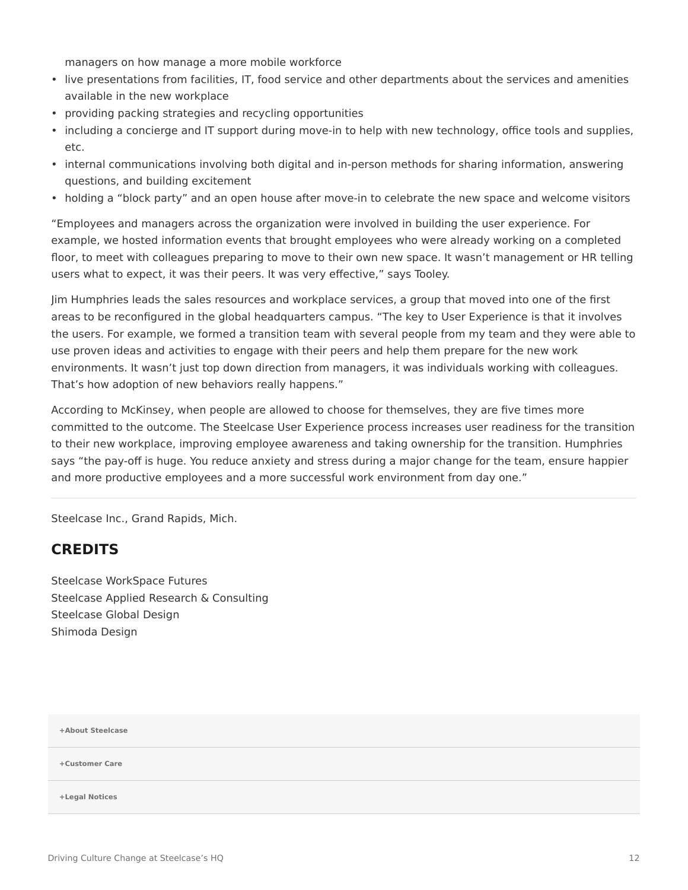managers on how manage a more mobile workforce

- live presentations from facilities, IT, food service and other departments about the services and amenities available in the new workplace
- providing packing strategies and recycling opportunities
- including a concierge and IT support during move-in to help with new technology, office tools and supplies, etc.
- internal communications involving both digital and in-person methods for sharing information, answering questions, and building excitement
- holding a "block party" and an open house after move-in to celebrate the new space and welcome visitors

"Employees and managers across the organization were involved in building the user experience. For example, we hosted information events that brought employees who were already working on a completed floor, to meet with colleagues preparing to move to their own new space. It wasn't management or HR telling users what to expect, it was their peers. It was very effective," says Tooley.

Jim Humphries leads the sales resources and workplace services, a group that moved into one of the first areas to be reconfigured in the global headquarters campus. "The key to User Experience is that it involves the users. For example, we formed a transition team with several people from my team and they were able to use proven ideas and activities to engage with their peers and help them prepare for the new work environments. It wasn't just top down direction from managers, it was individuals working with colleagues. That's how adoption of new behaviors really happens."

According to McKinsey, when people are allowed to choose for themselves, they are five times more committed to the outcome. The Steelcase User Experience process increases user readiness for the transition to their new workplace, improving employee awareness and taking ownership for the transition. Humphries says "the pay-off is huge. You reduce anxiety and stress during a major change for the team, ensure happier and more productive employees and a more successful work environment from day one."

---

Steelcase Inc., Grand Rapids, Mich.

## CREDITS

Steelcase WorkSpace Futures
Steelcase Applied Research & Consulting
Steelcase Global Design
Shimoda Design

**+About Steelcase**

**+Customer Care**

**+Legal Notices**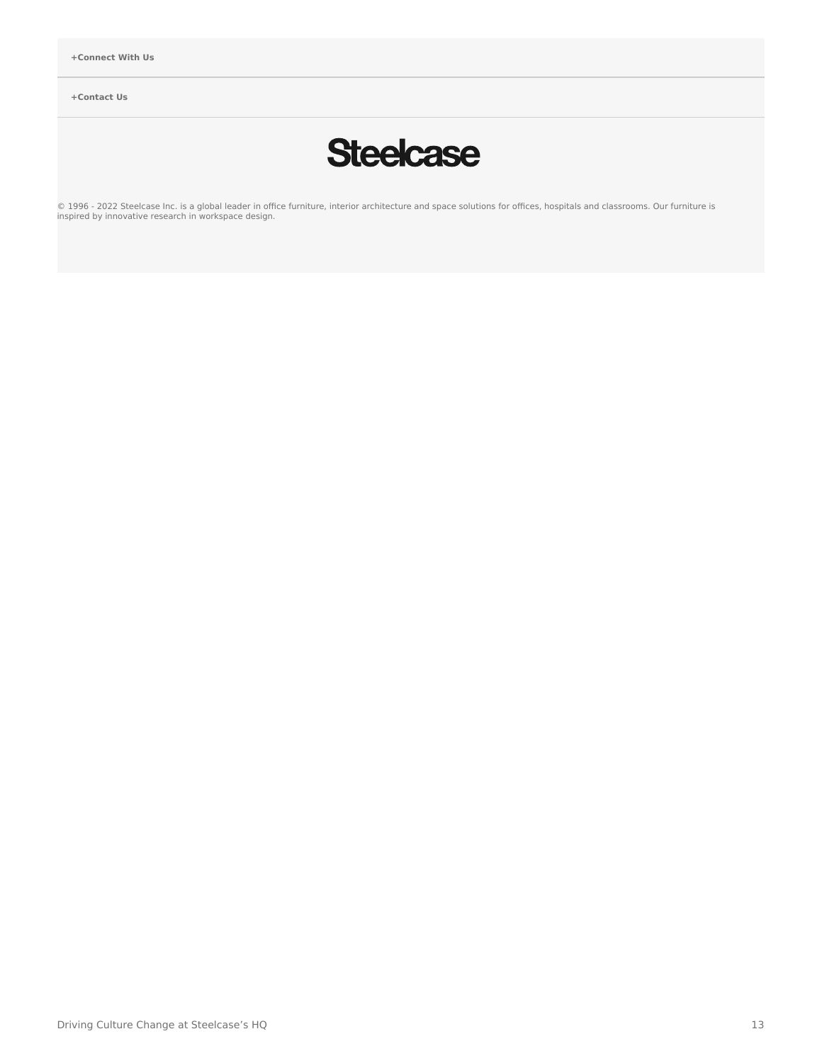**+Connect With Us**

**+Contact Us**

Steelcase

© 1996 - 2022 Steelcase Inc. is a global leader in office furniture, interior architecture and space solutions for offices, hospitals and classrooms. Our furniture is inspired by innovative research in workspace design.